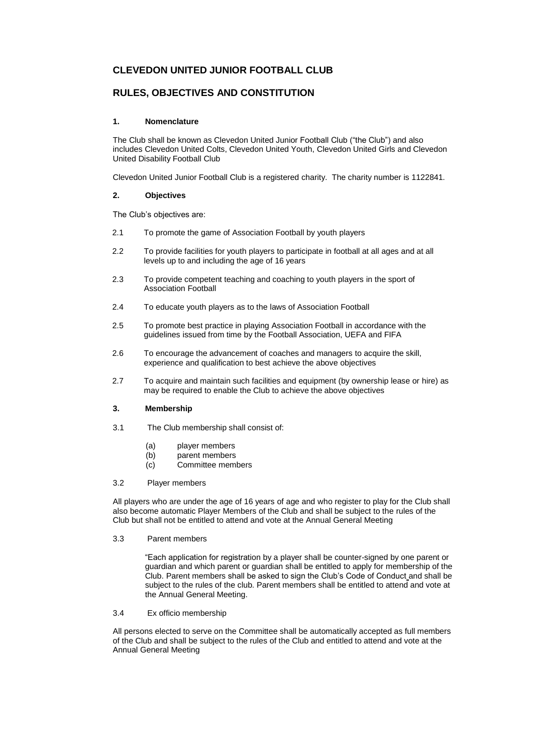# CLEVEDON UNITED JUNIOR FOOTBALL CLUB

## RULES, OBJECTIVES AND CONSTITUTION

### 1. Nomenclature

The Club shall be known as Clevedon United Junior Football Club ("the Club") and also includes Clevedon United Colts, Clevedon United Youth, Clevedon United Girls and Clevedon United Disability Football Club

Clevedon United Junior Football Club is a registered charity. The charity number is 1122841.

### 2. Objectives

The Club's objectives are:

2.1 To promote the game of Association Football by youth players

2.2 To provide facilities for youth players to participate in football at all ages and at all levels up to and including the age of 16 years

2.3 To provide competent teaching and coaching to youth players in the sport of Association Football

2.4 To educate youth players as to the laws of Association Football

2.5 To promote best practice in playing Association Football in accordance with the guidelines issued from time by the Football Association, UEFA and FIFA

2.6 To encourage the advancement of coaches and managers to acquire the skill, experience and qualification to best achieve the above objectives

2.7 To acquire and maintain such facilities and equipment (by ownership lease or hire) as may be required to enable the Club to achieve the above objectives

### 3. Membership

3.1 The Club membership shall consist of:

- (a) player members
- (b) parent members
- (c) Committee members

3.2 Player members

All players who are under the age of 16 years of age and who register to play for the Club shall also become automatic Player Members of the Club and shall be subject to the rules of the Club but shall not be entitled to attend and vote at the Annual General Meeting

3.3 Parent members

"Each application for registration by a player shall be counter-signed by one parent or guardian and which parent or guardian shall be entitled to apply for membership of the Club. Parent members shall be asked to sign the Club's Code of Conduct and shall be subject to the rules of the club. Parent members shall be entitled to attend and vote at the Annual General Meeting.

3.4 Ex officio membership

All persons elected to serve on the Committee shall be automatically accepted as full members of the Club and shall be subject to the rules of the Club and entitled to attend and vote at the Annual General Meeting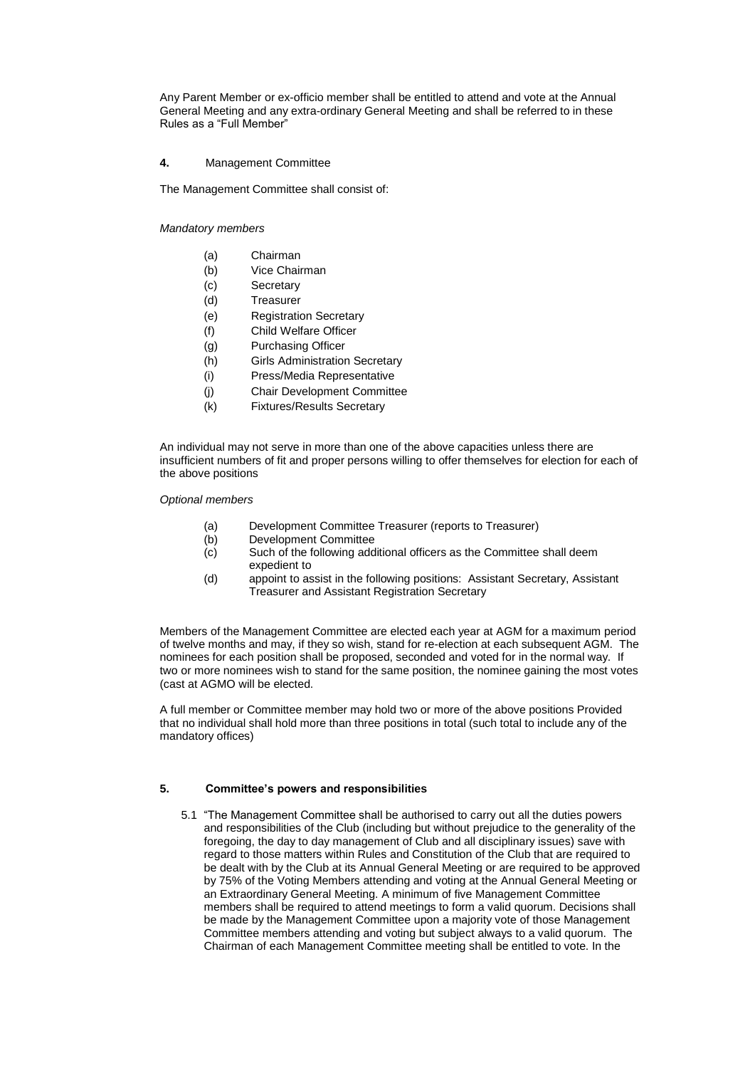Any Parent Member or ex-officio member shall be entitled to attend and vote at the Annual General Meeting and any extra-ordinary General Meeting and shall be referred to in these Rules as a "Full Member"

**4.** Management Committee

The Management Committee shall consist of:

*Mandatory members*

- (a) Chairman
- (b) Vice Chairman
- (c) Secretary
- (d) Treasurer
- (e) Registration Secretary
- (f) Child Welfare Officer
- (g) Purchasing Officer
- (h) Girls Administration Secretary
- (i) Press/Media Representative
- (j) Chair Development Committee
- (k) Fixtures/Results Secretary

An individual may not serve in more than one of the above capacities unless there are insufficient numbers of fit and proper persons willing to offer themselves for election for each of the above positions

*Optional members*

- (a) Development Committee Treasurer (reports to Treasurer)
- (b) Development Committee
- (c) Such of the following additional officers as the Committee shall deem expedient to
- (d) appoint to assist in the following positions: Assistant Secretary, Assistant Treasurer and Assistant Registration Secretary

Members of the Management Committee are elected each year at AGM for a maximum period of twelve months and may, if they so wish, stand for re-election at each subsequent AGM. The nominees for each position shall be proposed, seconded and voted for in the normal way. If two or more nominees wish to stand for the same position, the nominee gaining the most votes (cast at AGMO will be elected.

A full member or Committee member may hold two or more of the above positions Provided that no individual shall hold more than three positions in total (such total to include any of the mandatory offices)

**5. Committee's powers and responsibilities**

5.1 "The Management Committee shall be authorised to carry out all the duties powers and responsibilities of the Club (including but without prejudice to the generality of the foregoing, the day to day management of Club and all disciplinary issues) save with regard to those matters within Rules and Constitution of the Club that are required to be dealt with by the Club at its Annual General Meeting or are required to be approved by 75% of the Voting Members attending and voting at the Annual General Meeting or an Extraordinary General Meeting. A minimum of five Management Committee members shall be required to attend meetings to form a valid quorum. Decisions shall be made by the Management Committee upon a majority vote of those Management Committee members attending and voting but subject always to a valid quorum. The Chairman of each Management Committee meeting shall be entitled to vote. In the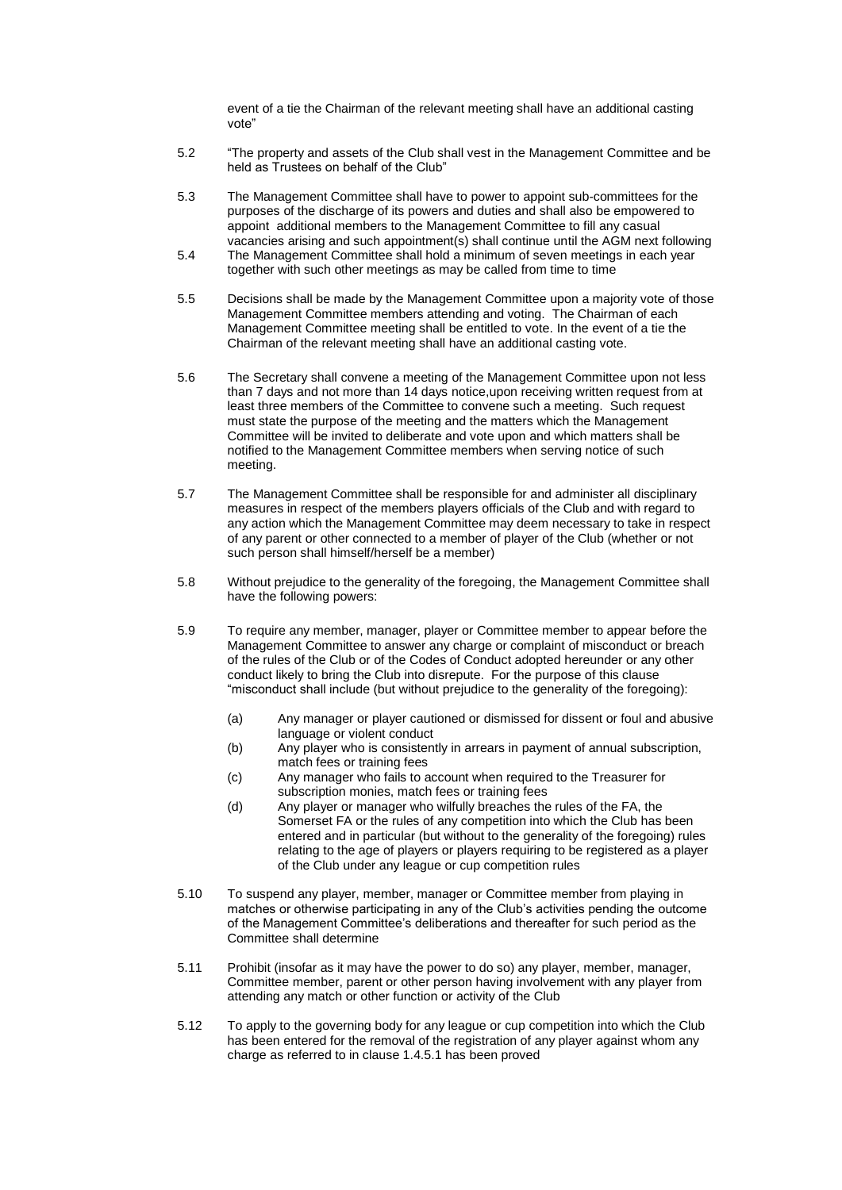event of a tie the Chairman of the relevant meeting shall have an additional casting vote"

5.2 "The property and assets of the Club shall vest in the Management Committee and be held as Trustees on behalf of the Club"

5.3 The Management Committee shall have to power to appoint sub-committees for the purposes of the discharge of its powers and duties and shall also be empowered to appoint additional members to the Management Committee to fill any casual vacancies arising and such appointment(s) shall continue until the AGM next following

5.4 The Management Committee shall hold a minimum of seven meetings in each year together with such other meetings as may be called from time to time

5.5 Decisions shall be made by the Management Committee upon a majority vote of those Management Committee members attending and voting. The Chairman of each Management Committee meeting shall be entitled to vote. In the event of a tie the Chairman of the relevant meeting shall have an additional casting vote.

5.6 The Secretary shall convene a meeting of the Management Committee upon not less than 7 days and not more than 14 days notice,upon receiving written request from at least three members of the Committee to convene such a meeting. Such request must state the purpose of the meeting and the matters which the Management Committee will be invited to deliberate and vote upon and which matters shall be notified to the Management Committee members when serving notice of such meeting.

5.7 The Management Committee shall be responsible for and administer all disciplinary measures in respect of the members players officials of the Club and with regard to any action which the Management Committee may deem necessary to take in respect of any parent or other connected to a member of player of the Club (whether or not such person shall himself/herself be a member)

5.8 Without prejudice to the generality of the foregoing, the Management Committee shall have the following powers:

5.9 To require any member, manager, player or Committee member to appear before the Management Committee to answer any charge or complaint of misconduct or breach of the rules of the Club or of the Codes of Conduct adopted hereunder or any other conduct likely to bring the Club into disrepute. For the purpose of this clause "misconduct shall include (but without prejudice to the generality of the foregoing):

(a) Any manager or player cautioned or dismissed for dissent or foul and abusive language or violent conduct

(b) Any player who is consistently in arrears in payment of annual subscription, match fees or training fees

(c) Any manager who fails to account when required to the Treasurer for subscription monies, match fees or training fees

(d) Any player or manager who wilfully breaches the rules of the FA, the Somerset FA or the rules of any competition into which the Club has been entered and in particular (but without to the generality of the foregoing) rules relating to the age of players or players requiring to be registered as a player of the Club under any league or cup competition rules

5.10 To suspend any player, member, manager or Committee member from playing in matches or otherwise participating in any of the Club's activities pending the outcome of the Management Committee's deliberations and thereafter for such period as the Committee shall determine

5.11 Prohibit (insofar as it may have the power to do so) any player, member, manager, Committee member, parent or other person having involvement with any player from attending any match or other function or activity of the Club

5.12 To apply to the governing body for any league or cup competition into which the Club has been entered for the removal of the registration of any player against whom any charge as referred to in clause 1.4.5.1 has been proved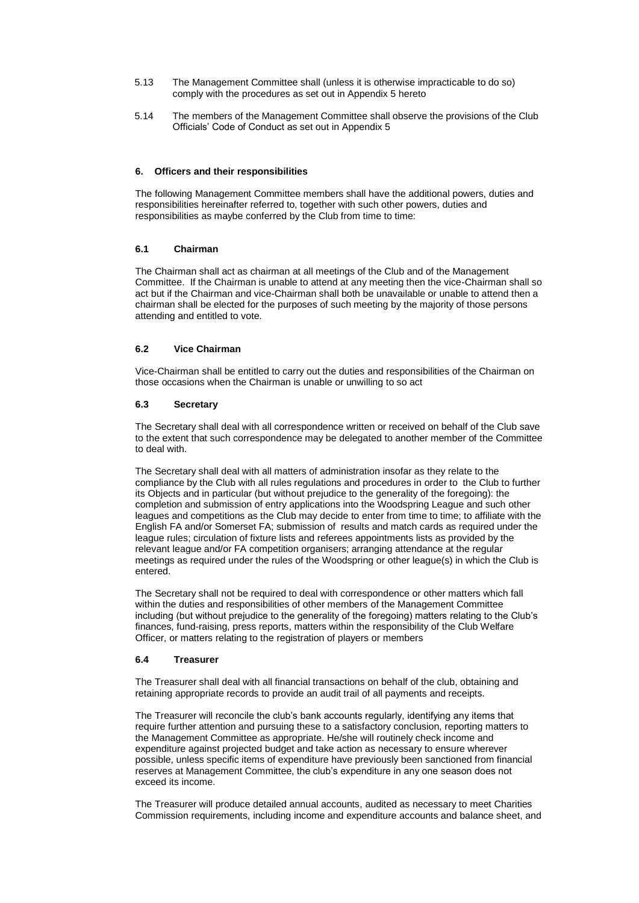5.13 The Management Committee shall (unless it is otherwise impracticable to do so) comply with the procedures as set out in Appendix 5 hereto

5.14 The members of the Management Committee shall observe the provisions of the Club Officials' Code of Conduct as set out in Appendix 5

### 6. Officers and their responsibilities

The following Management Committee members shall have the additional powers, duties and responsibilities hereinafter referred to, together with such other powers, duties and responsibilities as maybe conferred by the Club from time to time:

#### 6.1 Chairman

The Chairman shall act as chairman at all meetings of the Club and of the Management Committee. If the Chairman is unable to attend at any meeting then the vice-Chairman shall so act but if the Chairman and vice-Chairman shall both be unavailable or unable to attend then a chairman shall be elected for the purposes of such meeting by the majority of those persons attending and entitled to vote.

#### 6.2 Vice Chairman

Vice-Chairman shall be entitled to carry out the duties and responsibilities of the Chairman on those occasions when the Chairman is unable or unwilling to so act

#### 6.3 Secretary

The Secretary shall deal with all correspondence written or received on behalf of the Club save to the extent that such correspondence may be delegated to another member of the Committee to deal with.

The Secretary shall deal with all matters of administration insofar as they relate to the compliance by the Club with all rules regulations and procedures in order to the Club to further its Objects and in particular (but without prejudice to the generality of the foregoing): the completion and submission of entry applications into the Woodspring League and such other leagues and competitions as the Club may decide to enter from time to time; to affiliate with the English FA and/or Somerset FA; submission of results and match cards as required under the league rules; circulation of fixture lists and referees appointments lists as provided by the relevant league and/or FA competition organisers; arranging attendance at the regular meetings as required under the rules of the Woodspring or other league(s) in which the Club is entered.

The Secretary shall not be required to deal with correspondence or other matters which fall within the duties and responsibilities of other members of the Management Committee including (but without prejudice to the generality of the foregoing) matters relating to the Club's finances, fund-raising, press reports, matters within the responsibility of the Club Welfare Officer, or matters relating to the registration of players or members

#### 6.4 Treasurer

The Treasurer shall deal with all financial transactions on behalf of the club, obtaining and retaining appropriate records to provide an audit trail of all payments and receipts.

The Treasurer will reconcile the club's bank accounts regularly, identifying any items that require further attention and pursuing these to a satisfactory conclusion, reporting matters to the Management Committee as appropriate. He/she will routinely check income and expenditure against projected budget and take action as necessary to ensure wherever possible, unless specific items of expenditure have previously been sanctioned from financial reserves at Management Committee, the club's expenditure in any one season does not exceed its income.

The Treasurer will produce detailed annual accounts, audited as necessary to meet Charities Commission requirements, including income and expenditure accounts and balance sheet, and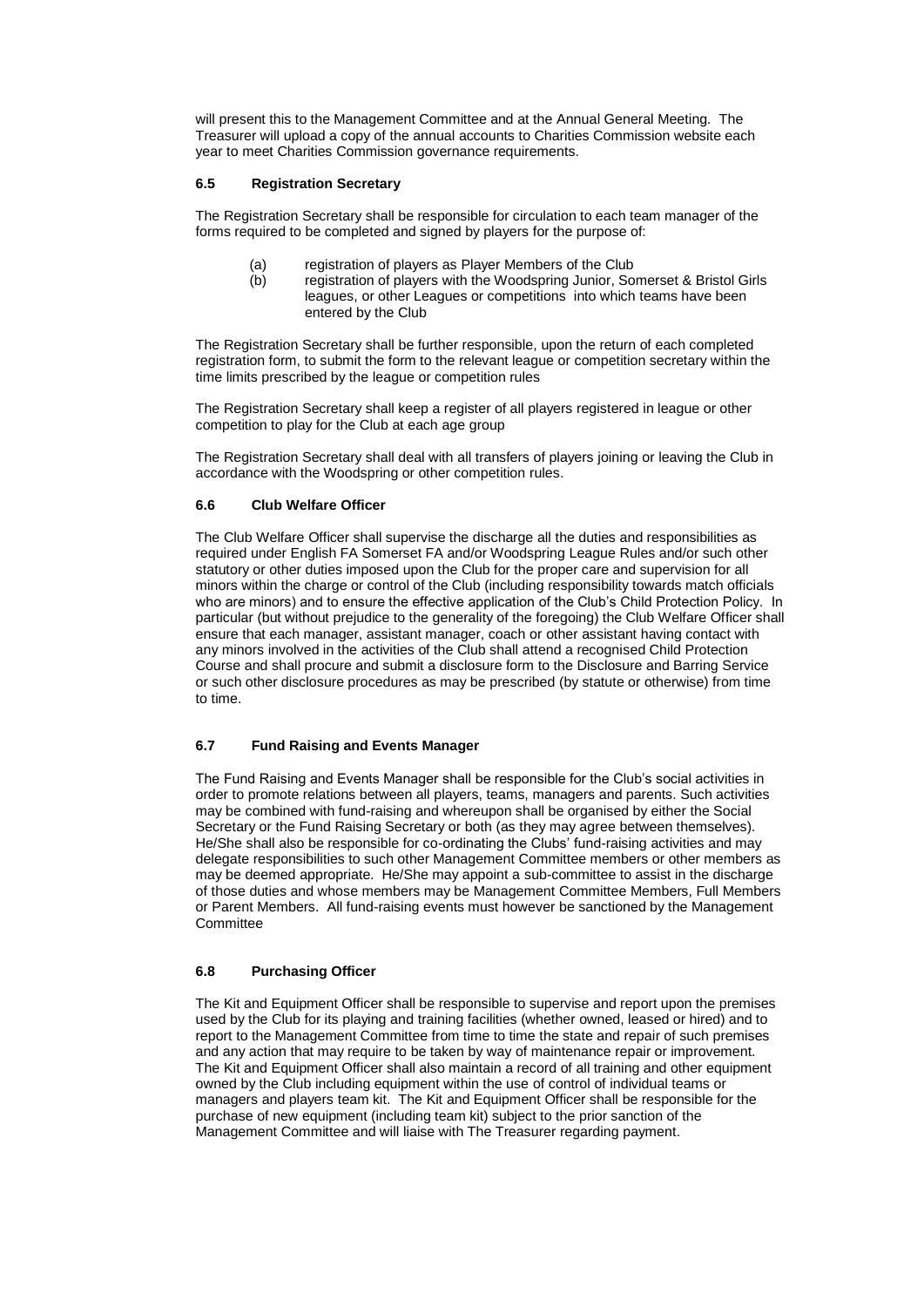will present this to the Management Committee and at the Annual General Meeting. The Treasurer will upload a copy of the annual accounts to Charities Commission website each year to meet Charities Commission governance requirements.

### 6.5 Registration Secretary

The Registration Secretary shall be responsible for circulation to each team manager of the forms required to be completed and signed by players for the purpose of:

(a) registration of players as Player Members of the Club
(b) registration of players with the Woodspring Junior, Somerset & Bristol Girls leagues, or other Leagues or competitions into which teams have been entered by the Club

The Registration Secretary shall be further responsible, upon the return of each completed registration form, to submit the form to the relevant league or competition secretary within the time limits prescribed by the league or competition rules

The Registration Secretary shall keep a register of all players registered in league or other competition to play for the Club at each age group

The Registration Secretary shall deal with all transfers of players joining or leaving the Club in accordance with the Woodspring or other competition rules.

### 6.6 Club Welfare Officer

The Club Welfare Officer shall supervise the discharge all the duties and responsibilities as required under English FA Somerset FA and/or Woodspring League Rules and/or such other statutory or other duties imposed upon the Club for the proper care and supervision for all minors within the charge or control of the Club (including responsibility towards match officials who are minors) and to ensure the effective application of the Club's Child Protection Policy. In particular (but without prejudice to the generality of the foregoing) the Club Welfare Officer shall ensure that each manager, assistant manager, coach or other assistant having contact with any minors involved in the activities of the Club shall attend a recognised Child Protection Course and shall procure and submit a disclosure form to the Disclosure and Barring Service or such other disclosure procedures as may be prescribed (by statute or otherwise) from time to time.

### 6.7 Fund Raising and Events Manager

The Fund Raising and Events Manager shall be responsible for the Club's social activities in order to promote relations between all players, teams, managers and parents. Such activities may be combined with fund-raising and whereupon shall be organised by either the Social Secretary or the Fund Raising Secretary or both (as they may agree between themselves). He/She shall also be responsible for co-ordinating the Clubs' fund-raising activities and may delegate responsibilities to such other Management Committee members or other members as may be deemed appropriate. He/She may appoint a sub-committee to assist in the discharge of those duties and whose members may be Management Committee Members, Full Members or Parent Members. All fund-raising events must however be sanctioned by the Management Committee

### 6.8 Purchasing Officer

The Kit and Equipment Officer shall be responsible to supervise and report upon the premises used by the Club for its playing and training facilities (whether owned, leased or hired) and to report to the Management Committee from time to time the state and repair of such premises and any action that may require to be taken by way of maintenance repair or improvement. The Kit and Equipment Officer shall also maintain a record of all training and other equipment owned by the Club including equipment within the use of control of individual teams or managers and players team kit. The Kit and Equipment Officer shall be responsible for the purchase of new equipment (including team kit) subject to the prior sanction of the Management Committee and will liaise with The Treasurer regarding payment.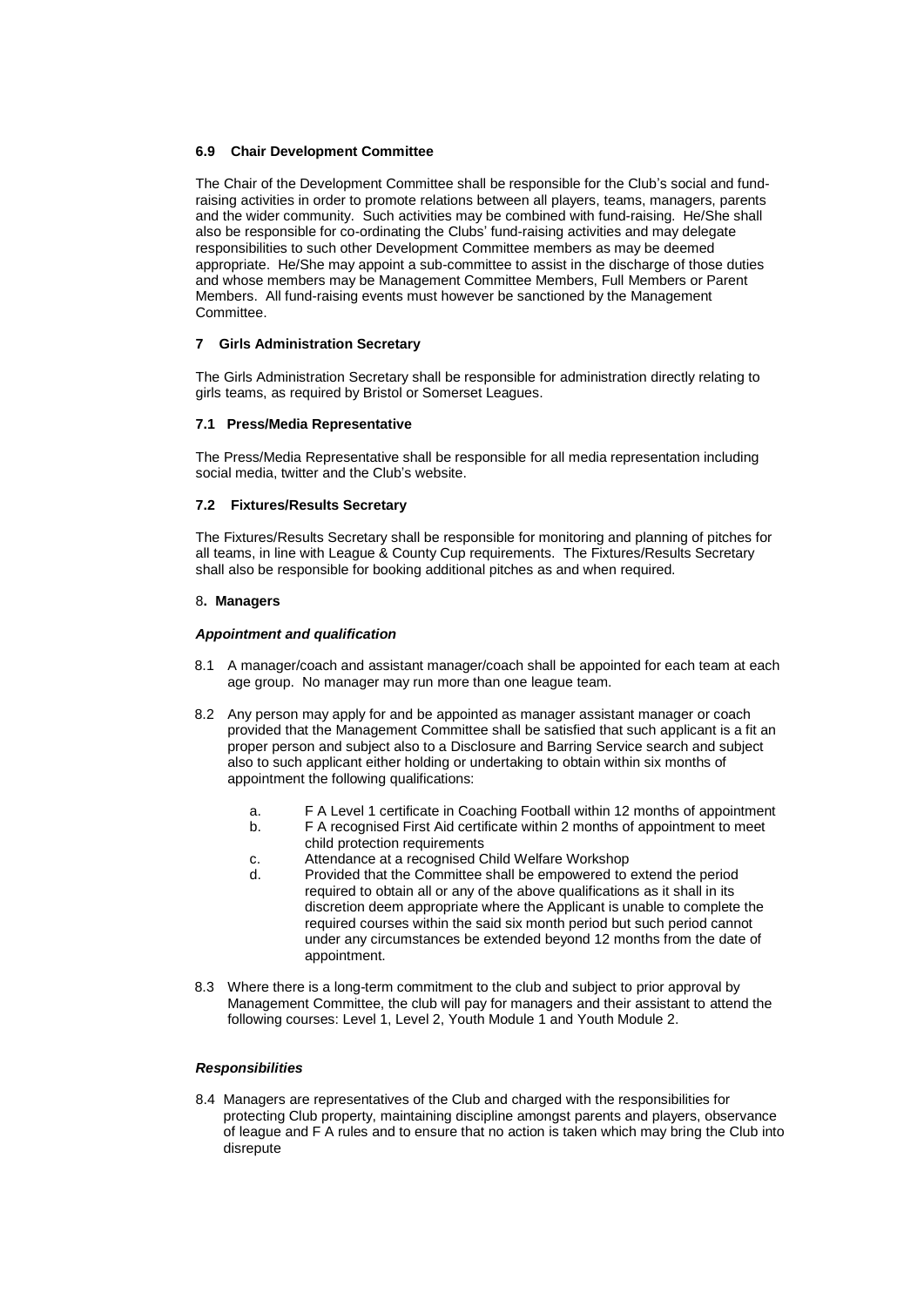### 6.9 Chair Development Committee

The Chair of the Development Committee shall be responsible for the Club's social and fund-raising activities in order to promote relations between all players, teams, managers, parents and the wider community. Such activities may be combined with fund-raising. He/She shall also be responsible for co-ordinating the Clubs' fund-raising activities and may delegate responsibilities to such other Development Committee members as may be deemed appropriate. He/She may appoint a sub-committee to assist in the discharge of those duties and whose members may be Management Committee Members, Full Members or Parent Members. All fund-raising events must however be sanctioned by the Management Committee.

### 7 Girls Administration Secretary

The Girls Administration Secretary shall be responsible for administration directly relating to girls teams, as required by Bristol or Somerset Leagues.

### 7.1 Press/Media Representative

The Press/Media Representative shall be responsible for all media representation including social media, twitter and the Club's website.

### 7.2 Fixtures/Results Secretary

The Fixtures/Results Secretary shall be responsible for monitoring and planning of pitches for all teams, in line with League & County Cup requirements. The Fixtures/Results Secretary shall also be responsible for booking additional pitches as and when required.

### 8. Managers

***Appointment and qualification***

8.1 A manager/coach and assistant manager/coach shall be appointed for each team at each age group. No manager may run more than one league team.

8.2 Any person may apply for and be appointed as manager assistant manager or coach provided that the Management Committee shall be satisfied that such applicant is a fit an proper person and subject also to a Disclosure and Barring Service search and subject also to such applicant either holding or undertaking to obtain within six months of appointment the following qualifications:

a. F A Level 1 certificate in Coaching Football within 12 months of appointment
b. F A recognised First Aid certificate within 2 months of appointment to meet child protection requirements
c. Attendance at a recognised Child Welfare Workshop
d. Provided that the Committee shall be empowered to extend the period required to obtain all or any of the above qualifications as it shall in its discretion deem appropriate where the Applicant is unable to complete the required courses within the said six month period but such period cannot under any circumstances be extended beyond 12 months from the date of appointment.

8.3 Where there is a long-term commitment to the club and subject to prior approval by Management Committee, the club will pay for managers and their assistant to attend the following courses: Level 1, Level 2, Youth Module 1 and Youth Module 2.

***Responsibilities***

8.4 Managers are representatives of the Club and charged with the responsibilities for protecting Club property, maintaining discipline amongst parents and players, observance of league and F A rules and to ensure that no action is taken which may bring the Club into disrepute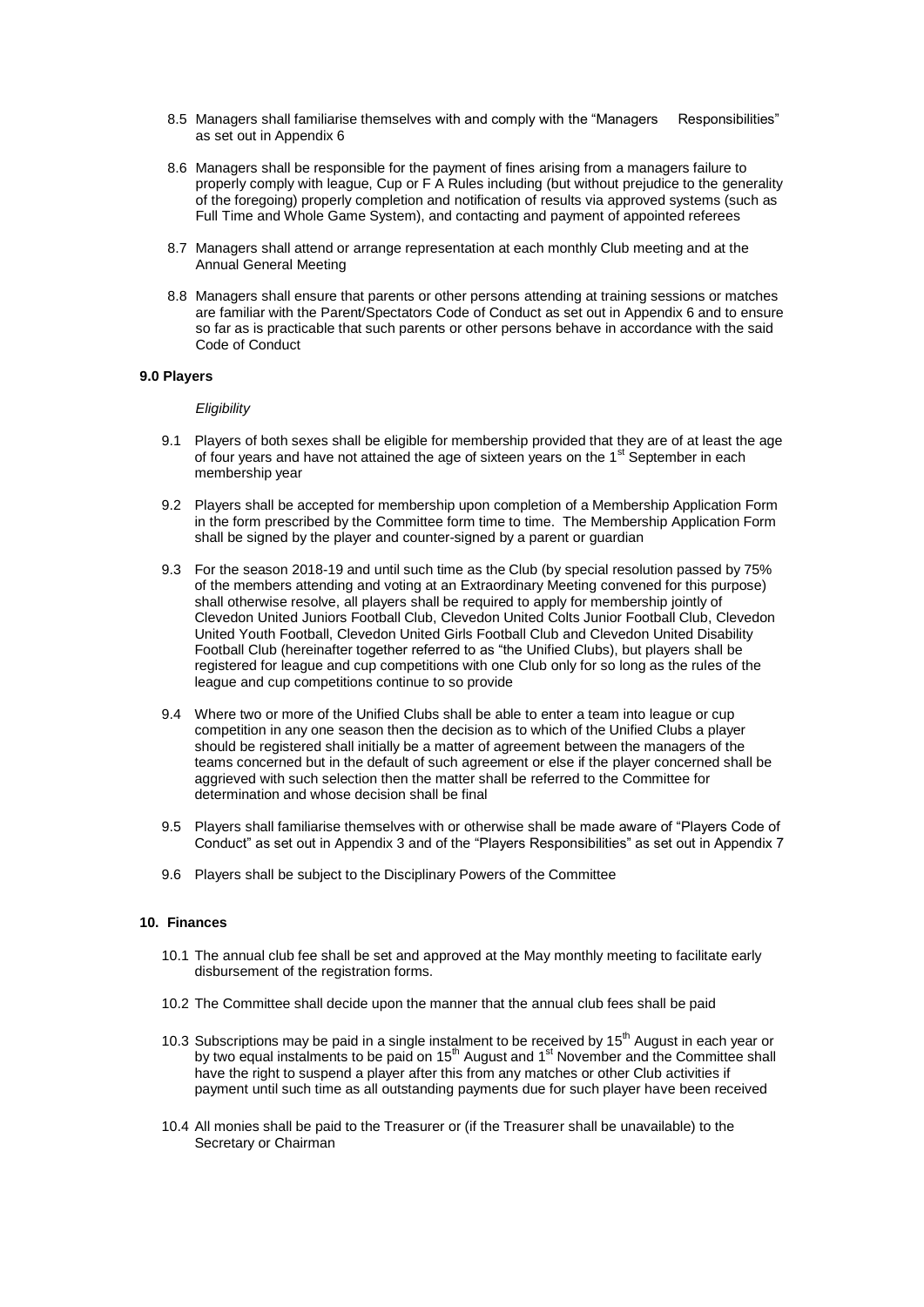8.5 Managers shall familiarise themselves with and comply with the "Managers Responsibilities" as set out in Appendix 6

8.6 Managers shall be responsible for the payment of fines arising from a managers failure to properly comply with league, Cup or F A Rules including (but without prejudice to the generality of the foregoing) properly completion and notification of results via approved systems (such as Full Time and Whole Game System), and contacting and payment of appointed referees

8.7 Managers shall attend or arrange representation at each monthly Club meeting and at the Annual General Meeting

8.8 Managers shall ensure that parents or other persons attending at training sessions or matches are familiar with the Parent/Spectators Code of Conduct as set out in Appendix 6 and to ensure so far as is practicable that such parents or other persons behave in accordance with the said Code of Conduct

**9.0 Players**

*Eligibility*

9.1 Players of both sexes shall be eligible for membership provided that they are of at least the age of four years and have not attained the age of sixteen years on the 1st September in each membership year

9.2 Players shall be accepted for membership upon completion of a Membership Application Form in the form prescribed by the Committee form time to time. The Membership Application Form shall be signed by the player and counter-signed by a parent or guardian

9.3 For the season 2018-19 and until such time as the Club (by special resolution passed by 75% of the members attending and voting at an Extraordinary Meeting convened for this purpose) shall otherwise resolve, all players shall be required to apply for membership jointly of Clevedon United Juniors Football Club, Clevedon United Colts Junior Football Club, Clevedon United Youth Football, Clevedon United Girls Football Club and Clevedon United Disability Football Club (hereinafter together referred to as "the Unified Clubs), but players shall be registered for league and cup competitions with one Club only for so long as the rules of the league and cup competitions continue to so provide

9.4 Where two or more of the Unified Clubs shall be able to enter a team into league or cup competition in any one season then the decision as to which of the Unified Clubs a player should be registered shall initially be a matter of agreement between the managers of the teams concerned but in the default of such agreement or else if the player concerned shall be aggrieved with such selection then the matter shall be referred to the Committee for determination and whose decision shall be final

9.5 Players shall familiarise themselves with or otherwise shall be made aware of "Players Code of Conduct" as set out in Appendix 3 and of the "Players Responsibilities" as set out in Appendix 7

9.6 Players shall be subject to the Disciplinary Powers of the Committee

**10. Finances**

10.1 The annual club fee shall be set and approved at the May monthly meeting to facilitate early disbursement of the registration forms.

10.2 The Committee shall decide upon the manner that the annual club fees shall be paid

10.3 Subscriptions may be paid in a single instalment to be received by 15th August in each year or by two equal instalments to be paid on 15th August and 1st November and the Committee shall have the right to suspend a player after this from any matches or other Club activities if payment until such time as all outstanding payments due for such player have been received

10.4 All monies shall be paid to the Treasurer or (if the Treasurer shall be unavailable) to the Secretary or Chairman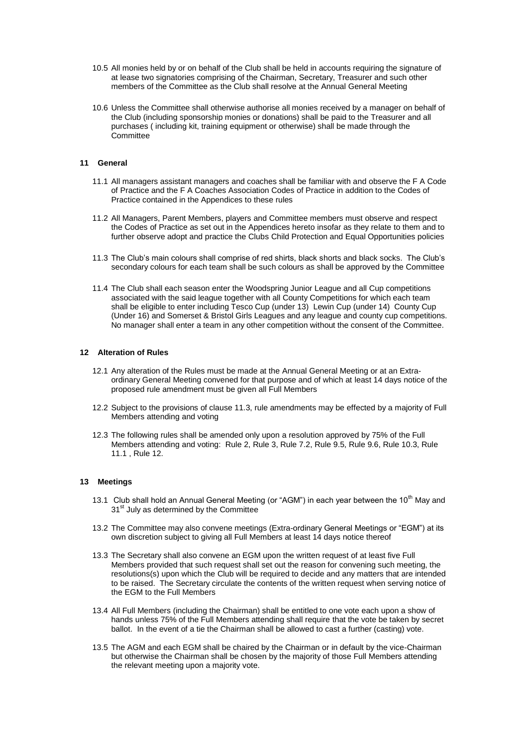10.5 All monies held by or on behalf of the Club shall be held in accounts requiring the signature of at lease two signatories comprising of the Chairman, Secretary, Treasurer and such other members of the Committee as the Club shall resolve at the Annual General Meeting

10.6 Unless the Committee shall otherwise authorise all monies received by a manager on behalf of the Club (including sponsorship monies or donations) shall be paid to the Treasurer and all purchases ( including kit, training equipment or otherwise) shall be made through the Committee

## 11 General

11.1 All managers assistant managers and coaches shall be familiar with and observe the F A Code of Practice and the F A Coaches Association Codes of Practice in addition to the Codes of Practice contained in the Appendices to these rules

11.2 All Managers, Parent Members, players and Committee members must observe and respect the Codes of Practice as set out in the Appendices hereto insofar as they relate to them and to further observe adopt and practice the Clubs Child Protection and Equal Opportunities policies

11.3 The Club's main colours shall comprise of red shirts, black shorts and black socks. The Club's secondary colours for each team shall be such colours as shall be approved by the Committee

11.4 The Club shall each season enter the Woodspring Junior League and all Cup competitions associated with the said league together with all County Competitions for which each team shall be eligible to enter including Tesco Cup (under 13) Lewin Cup (under 14) County Cup (Under 16) and Somerset & Bristol Girls Leagues and any league and county cup competitions. No manager shall enter a team in any other competition without the consent of the Committee.

## 12 Alteration of Rules

12.1 Any alteration of the Rules must be made at the Annual General Meeting or at an Extra-ordinary General Meeting convened for that purpose and of which at least 14 days notice of the proposed rule amendment must be given all Full Members

12.2 Subject to the provisions of clause 11.3, rule amendments may be effected by a majority of Full Members attending and voting

12.3 The following rules shall be amended only upon a resolution approved by 75% of the Full Members attending and voting: Rule 2, Rule 3, Rule 7.2, Rule 9.5, Rule 9.6, Rule 10.3, Rule 11.1 , Rule 12.

## 13 Meetings

13.1 Club shall hold an Annual General Meeting (or "AGM") in each year between the 10th May and 31st July as determined by the Committee

13.2 The Committee may also convene meetings (Extra-ordinary General Meetings or "EGM") at its own discretion subject to giving all Full Members at least 14 days notice thereof

13.3 The Secretary shall also convene an EGM upon the written request of at least five Full Members provided that such request shall set out the reason for convening such meeting, the resolutions(s) upon which the Club will be required to decide and any matters that are intended to be raised. The Secretary circulate the contents of the written request when serving notice of the EGM to the Full Members

13.4 All Full Members (including the Chairman) shall be entitled to one vote each upon a show of hands unless 75% of the Full Members attending shall require that the vote be taken by secret ballot. In the event of a tie the Chairman shall be allowed to cast a further (casting) vote.

13.5 The AGM and each EGM shall be chaired by the Chairman or in default by the vice-Chairman but otherwise the Chairman shall be chosen by the majority of those Full Members attending the relevant meeting upon a majority vote.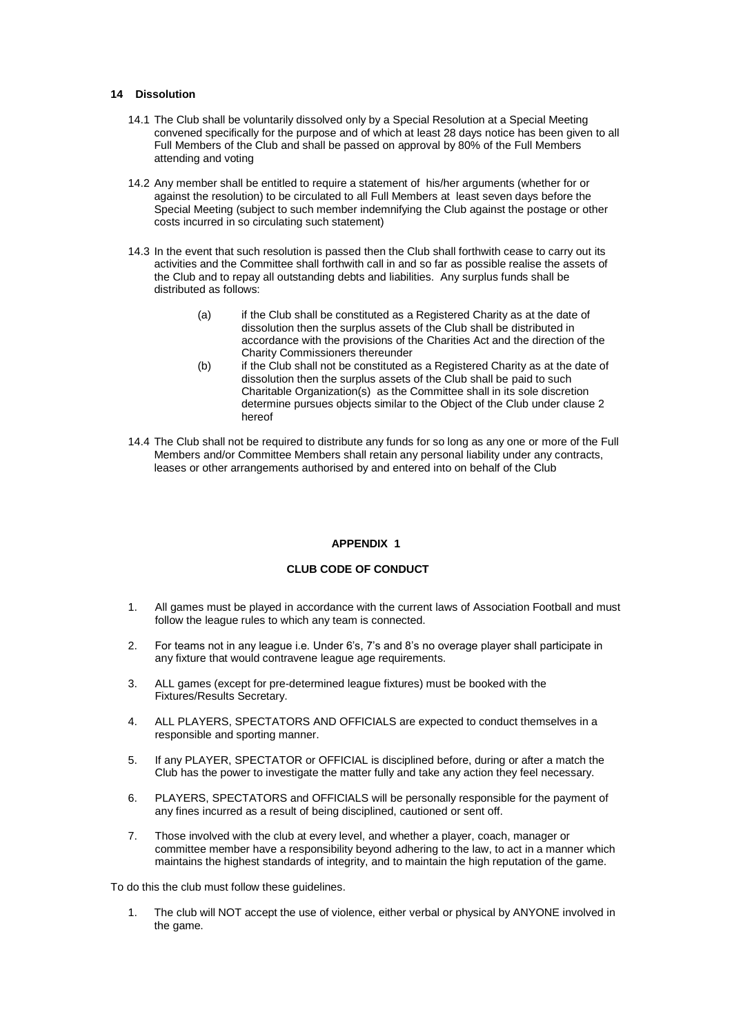## 14 Dissolution

14.1 The Club shall be voluntarily dissolved only by a Special Resolution at a Special Meeting convened specifically for the purpose and of which at least 28 days notice has been given to all Full Members of the Club and shall be passed on approval by 80% of the Full Members attending and voting

14.2 Any member shall be entitled to require a statement of his/her arguments (whether for or against the resolution) to be circulated to all Full Members at least seven days before the Special Meeting (subject to such member indemnifying the Club against the postage or other costs incurred in so circulating such statement)

14.3 In the event that such resolution is passed then the Club shall forthwith cease to carry out its activities and the Committee shall forthwith call in and so far as possible realise the assets of the Club and to repay all outstanding debts and liabilities. Any surplus funds shall be distributed as follows:

- (a) if the Club shall be constituted as a Registered Charity as at the date of dissolution then the surplus assets of the Club shall be distributed in accordance with the provisions of the Charities Act and the direction of the Charity Commissioners thereunder
- (b) if the Club shall not be constituted as a Registered Charity as at the date of dissolution then the surplus assets of the Club shall be paid to such Charitable Organization(s) as the Committee shall in its sole discretion determine pursues objects similar to the Object of the Club under clause 2 hereof

14.4 The Club shall not be required to distribute any funds for so long as any one or more of the Full Members and/or Committee Members shall retain any personal liability under any contracts, leases or other arrangements authorised by and entered into on behalf of the Club

# APPENDIX 1

## CLUB CODE OF CONDUCT

1. All games must be played in accordance with the current laws of Association Football and must follow the league rules to which any team is connected.
2. For teams not in any league i.e. Under 6's, 7's and 8's no overage player shall participate in any fixture that would contravene league age requirements.
3. ALL games (except for pre-determined league fixtures) must be booked with the Fixtures/Results Secretary.
4. ALL PLAYERS, SPECTATORS AND OFFICIALS are expected to conduct themselves in a responsible and sporting manner.
5. If any PLAYER, SPECTATOR or OFFICIAL is disciplined before, during or after a match the Club has the power to investigate the matter fully and take any action they feel necessary.
6. PLAYERS, SPECTATORS and OFFICIALS will be personally responsible for the payment of any fines incurred as a result of being disciplined, cautioned or sent off.
7. Those involved with the club at every level, and whether a player, coach, manager or committee member have a responsibility beyond adhering to the law, to act in a manner which maintains the highest standards of integrity, and to maintain the high reputation of the game.

To do this the club must follow these guidelines.

1. The club will NOT accept the use of violence, either verbal or physical by ANYONE involved in the game.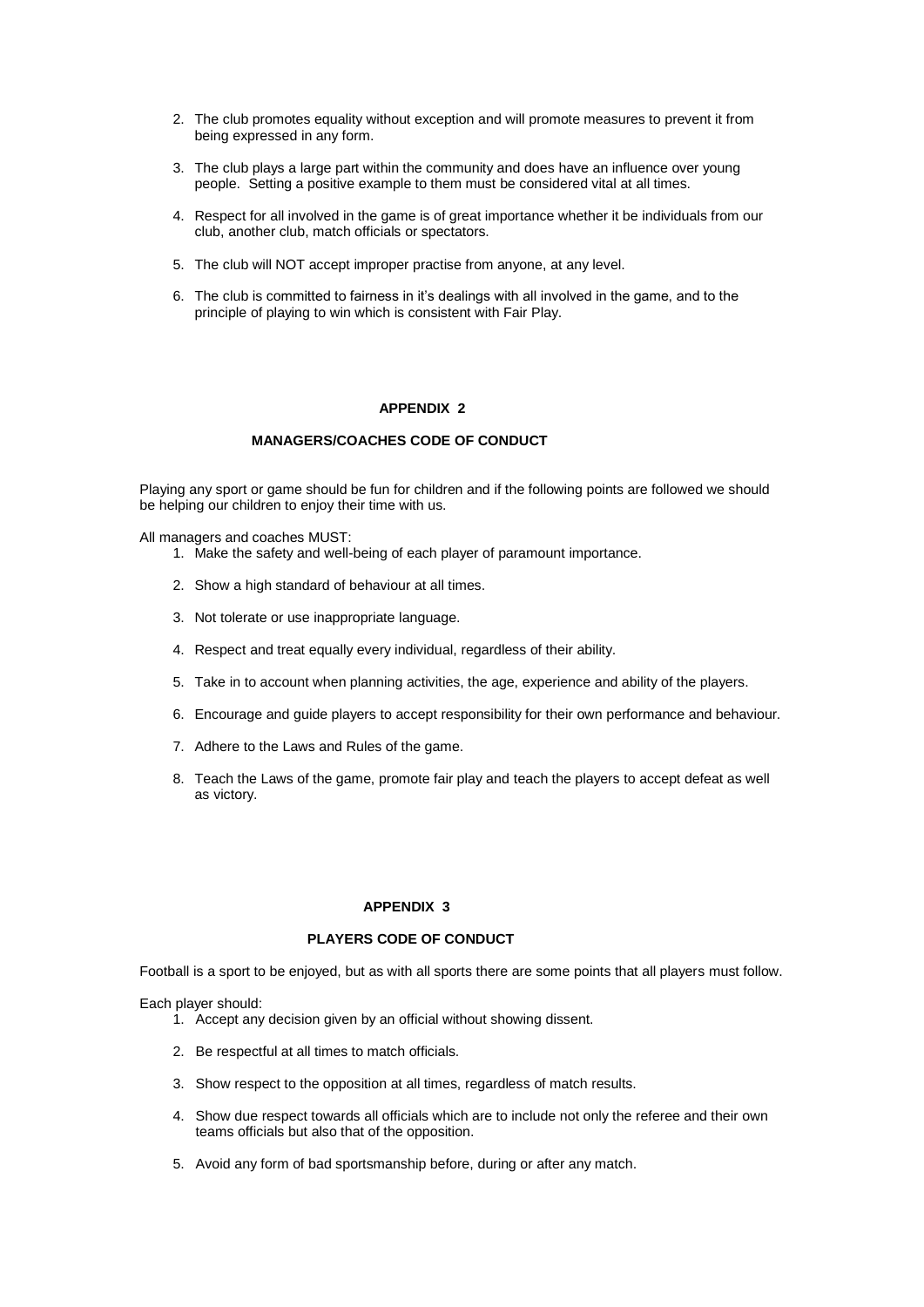2. The club promotes equality without exception and will promote measures to prevent it from being expressed in any form.

3. The club plays a large part within the community and does have an influence over young people. Setting a positive example to them must be considered vital at all times.

4. Respect for all involved in the game is of great importance whether it be individuals from our club, another club, match officials or spectators.

5. The club will NOT accept improper practise from anyone, at any level.

6. The club is committed to fairness in it's dealings with all involved in the game, and to the principle of playing to win which is consistent with Fair Play.

## APPENDIX 2

### MANAGERS/COACHES CODE OF CONDUCT

Playing any sport or game should be fun for children and if the following points are followed we should be helping our children to enjoy their time with us.

All managers and coaches MUST:

1. Make the safety and well-being of each player of paramount importance.

2. Show a high standard of behaviour at all times.

3. Not tolerate or use inappropriate language.

4. Respect and treat equally every individual, regardless of their ability.

5. Take in to account when planning activities, the age, experience and ability of the players.

6. Encourage and guide players to accept responsibility for their own performance and behaviour.

7. Adhere to the Laws and Rules of the game.

8. Teach the Laws of the game, promote fair play and teach the players to accept defeat as well as victory.

## APPENDIX 3

### PLAYERS CODE OF CONDUCT

Football is a sport to be enjoyed, but as with all sports there are some points that all players must follow.

Each player should:

1. Accept any decision given by an official without showing dissent.

2. Be respectful at all times to match officials.

3. Show respect to the opposition at all times, regardless of match results.

4. Show due respect towards all officials which are to include not only the referee and their own teams officials but also that of the opposition.

5. Avoid any form of bad sportsmanship before, during or after any match.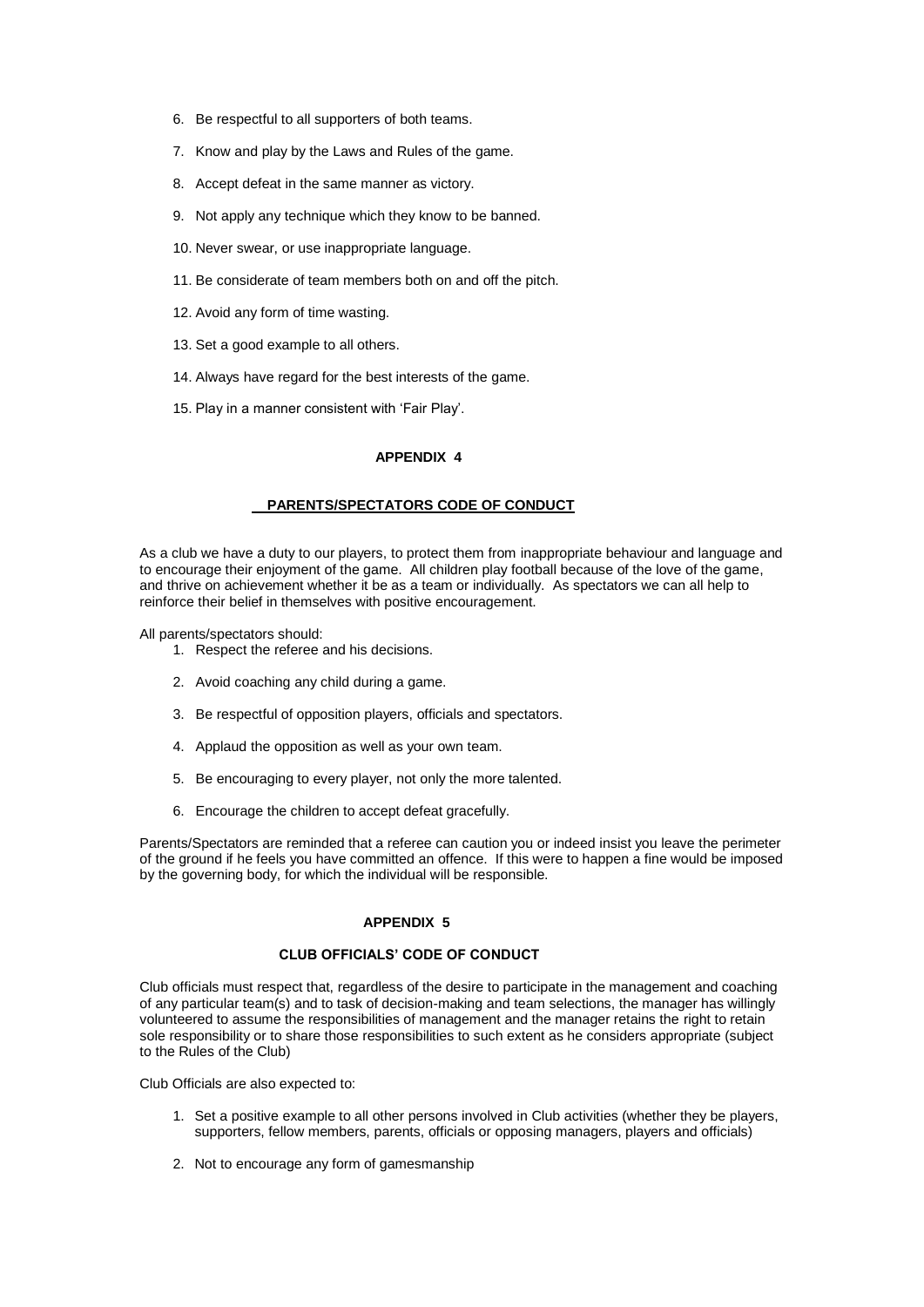6. Be respectful to all supporters of both teams.

7. Know and play by the Laws and Rules of the game.

8. Accept defeat in the same manner as victory.

9. Not apply any technique which they know to be banned.

10. Never swear, or use inappropriate language.

11. Be considerate of team members both on and off the pitch.

12. Avoid any form of time wasting.

13. Set a good example to all others.

14. Always have regard for the best interests of the game.

15. Play in a manner consistent with 'Fair Play'.

## APPENDIX 4

### PARENTS/SPECTATORS CODE OF CONDUCT

As a club we have a duty to our players, to protect them from inappropriate behaviour and language and to encourage their enjoyment of the game. All children play football because of the love of the game, and thrive on achievement whether it be as a team or individually. As spectators we can all help to reinforce their belief in themselves with positive encouragement.

All parents/spectators should:

1. Respect the referee and his decisions.

2. Avoid coaching any child during a game.

3. Be respectful of opposition players, officials and spectators.

4. Applaud the opposition as well as your own team.

5. Be encouraging to every player, not only the more talented.

6. Encourage the children to accept defeat gracefully.

Parents/Spectators are reminded that a referee can caution you or indeed insist you leave the perimeter of the ground if he feels you have committed an offence. If this were to happen a fine would be imposed by the governing body, for which the individual will be responsible.

## APPENDIX 5

### CLUB OFFICIALS' CODE OF CONDUCT

Club officials must respect that, regardless of the desire to participate in the management and coaching of any particular team(s) and to task of decision-making and team selections, the manager has willingly volunteered to assume the responsibilities of management and the manager retains the right to retain sole responsibility or to share those responsibilities to such extent as he considers appropriate (subject to the Rules of the Club)

Club Officials are also expected to:

1. Set a positive example to all other persons involved in Club activities (whether they be players, supporters, fellow members, parents, officials or opposing managers, players and officials)

2. Not to encourage any form of gamesmanship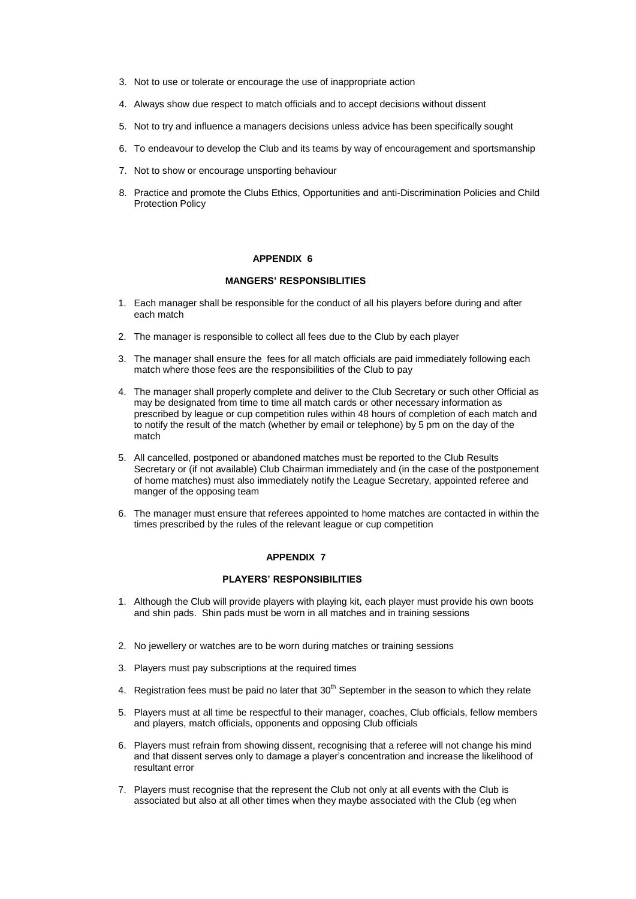3. Not to use or tolerate or encourage the use of inappropriate action

4. Always show due respect to match officials and to accept decisions without dissent

5. Not to try and influence a managers decisions unless advice has been specifically sought

6. To endeavour to develop the Club and its teams by way of encouragement and sportsmanship

7. Not to show or encourage unsporting behaviour

8. Practice and promote the Clubs Ethics, Opportunities and anti-Discrimination Policies and Child Protection Policy

## APPENDIX 6

### MANGERS' RESPONSIBLITIES

1. Each manager shall be responsible for the conduct of all his players before during and after each match

2. The manager is responsible to collect all fees due to the Club by each player

3. The manager shall ensure the fees for all match officials are paid immediately following each match where those fees are the responsibilities of the Club to pay

4. The manager shall properly complete and deliver to the Club Secretary or such other Official as may be designated from time to time all match cards or other necessary information as prescribed by league or cup competition rules within 48 hours of completion of each match and to notify the result of the match (whether by email or telephone) by 5 pm on the day of the match

5. All cancelled, postponed or abandoned matches must be reported to the Club Results Secretary or (if not available) Club Chairman immediately and (in the case of the postponement of home matches) must also immediately notify the League Secretary, appointed referee and manger of the opposing team

6. The manager must ensure that referees appointed to home matches are contacted in within the times prescribed by the rules of the relevant league or cup competition

## APPENDIX 7

### PLAYERS' RESPONSIBILITIES

1. Although the Club will provide players with playing kit, each player must provide his own boots and shin pads. Shin pads must be worn in all matches and in training sessions

2. No jewellery or watches are to be worn during matches or training sessions

3. Players must pay subscriptions at the required times

4. Registration fees must be paid no later that 30th September in the season to which they relate

5. Players must at all time be respectful to their manager, coaches, Club officials, fellow members and players, match officials, opponents and opposing Club officials

6. Players must refrain from showing dissent, recognising that a referee will not change his mind and that dissent serves only to damage a player's concentration and increase the likelihood of resultant error

7. Players must recognise that the represent the Club not only at all events with the Club is associated but also at all other times when they maybe associated with the Club (eg when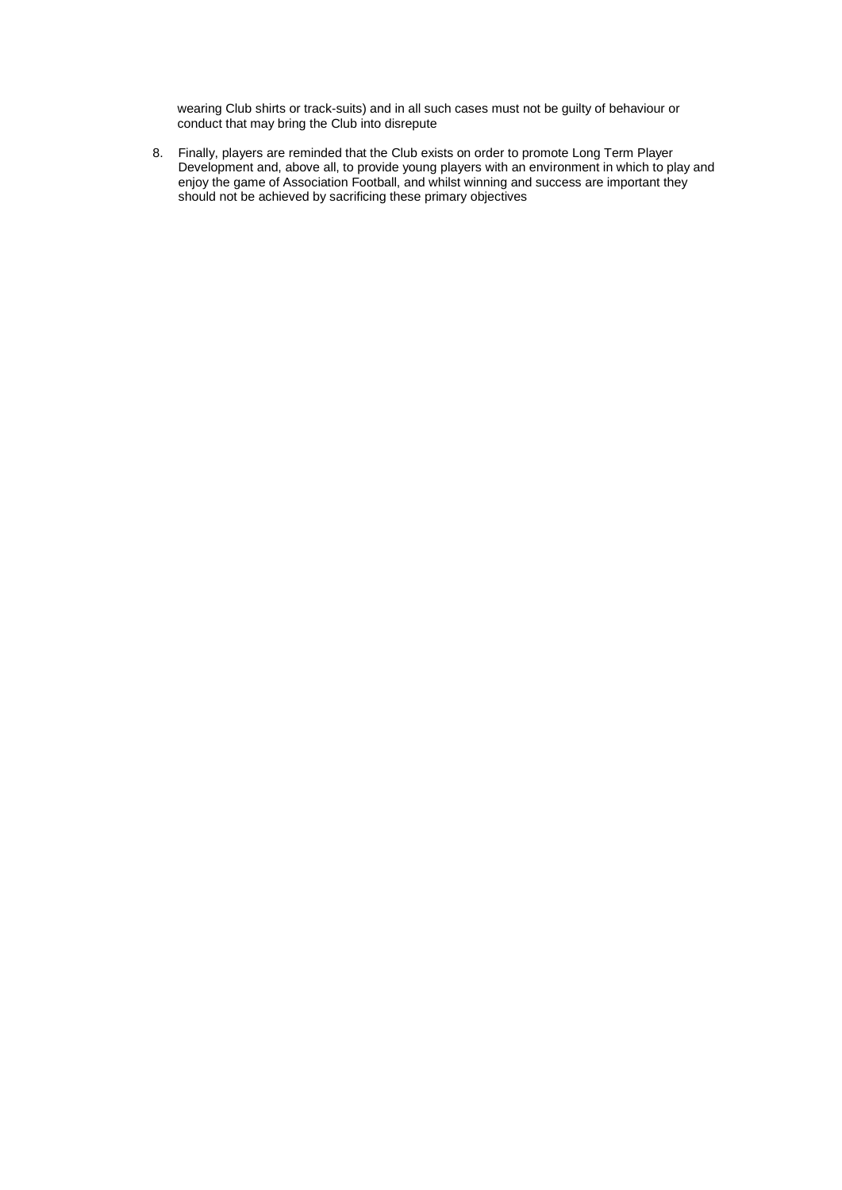wearing Club shirts or track-suits) and in all such cases must not be guilty of behaviour or conduct that may bring the Club into disrepute

8. Finally, players are reminded that the Club exists on order to promote Long Term Player Development and, above all, to provide young players with an environment in which to play and enjoy the game of Association Football, and whilst winning and success are important they should not be achieved by sacrificing these primary objectives